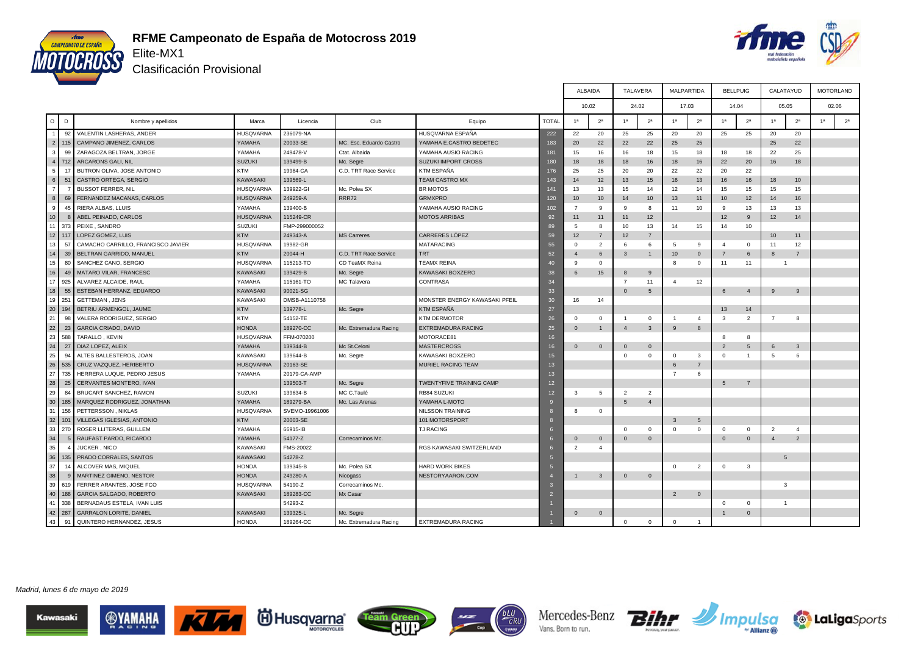# RFME Campeonato de España de Motocross 2019

## Elite-MX1

### Clasificación Provisional

| | | | | | | | | ALBAIDA | | TALAVERA | | MALPARTIDA | | BELLPUIG | | CALATAYUD | | MOTORLAND | |
|---|---|---|---|---|---|---|---|---|---|---|---|---|---|---|---|---|---|---|---|
| | | | | | | | | 10.02 | | 24.02 | | 17.03 | | 14.04 | | 05.05 | | 02.06 | |
| O | D | Nombre y apellidos | Marca | Licencia | Club | Equipo | TOTAL | 1ª | 2ª | 1ª | 2ª | 1ª | 2ª | 1ª | 2ª | 1ª | 2ª | 1ª | 2ª |
| 1 | 92 | VALENTIN LASHERAS, ANDER | HUSQVARNA | 236079-NA | | HUSQVARNA ESPAÑA | 222 | 22 | 20 | 25 | 25 | 20 | 20 | 25 | 25 | 20 | 20 | | |
| 2 | 115 | CAMPANO JIMENEZ, CARLOS | YAMAHA | 20033-SE | MC. Esc. Eduardo Castro | YAMAHA E.CASTRO BEDETEC | 183 | 20 | 22 | 22 | 22 | 25 | 25 | | | 25 | 22 | | |
| 3 | 99 | ZARAGOZA BELTRAN, JORGE | YAMAHA | 249478-V | Ctat. Albaida | YAMAHA AUSIO RACING | 181 | 15 | 16 | 16 | 18 | 15 | 18 | 18 | 18 | 22 | 25 | | |
| 4 | 712 | ARCARONS GALI, NIL | SUZUKI | 139499-B | Mc. Segre | SUZUKI IMPORT CROSS | 180 | 18 | 18 | 18 | 16 | 18 | 16 | 22 | 20 | 16 | 18 | | |
| 5 | 17 | BUTRON OLIVA, JOSE ANTONIO | KTM | 19984-CA | C.D. TRT Race Service | KTM ESPAÑA | 176 | 25 | 25 | 20 | 20 | 22 | 22 | 20 | 22 | | | | |
| 6 | 51 | CASTRO ORTEGA, SERGIO | KAWASAKI | 139569-L | | TEAM CASTRO MX | 143 | 14 | 12 | 13 | 15 | 16 | 13 | 16 | 16 | 18 | 10 | | |
| 7 | 7 | BUSSOT FERRER, NIL | HUSQVARNA | 139922-GI | Mc. Polea SX | BR MOTOS | 141 | 13 | 13 | 15 | 14 | 12 | 14 | 15 | 15 | 15 | 15 | | |
| 8 | 69 | FERNANDEZ MACANAS, CARLOS | HUSQVARNA | 249259-A | RRR72 | GRMXPRO | 120 | 10 | 10 | 14 | 10 | 13 | 11 | 10 | 12 | 14 | 16 | | |
| 9 | 45 | RIERA ALBAS, LLUIS | YAMAHA | 139400-B | | YAMAHA AUSIO RACING | 102 | 7 | 9 | 9 | 8 | 11 | 10 | 9 | 13 | 13 | 13 | | |
| 10 | 8 | ABEL PEINADO, CARLOS | HUSQVARNA | 115249-CR | | MOTOS ARRIBAS | 92 | 11 | 11 | 11 | 12 | | | 12 | 9 | 12 | 14 | | |
| 11 | 373 | PEIXE , SANDRO | SUZUKI | FMP-299000052 | | | 89 | 5 | 8 | 10 | 13 | 14 | 15 | 14 | 10 | | | | |
| 12 | 117 | LOPEZ GOMEZ, LUIS | KTM | 249343-A | MS Carreres | CARRERES LÓPEZ | 59 | 12 | 7 | 12 | 7 | | | | | 10 | 11 | | |
| 13 | 57 | CAMACHO CARRILLO, FRANCISCO JAVIER | HUSQVARNA | 19982-GR | | MATARACING | 55 | 0 | 2 | 6 | 6 | 5 | 9 | 4 | 0 | 11 | 12 | | |
| 14 | 39 | BELTRAN GARRIDO, MANUEL | KTM | 20044-H | C.D. TRT Race Service | TRT | 52 | 4 | 6 | 3 | 1 | 10 | 0 | 7 | 6 | 8 | 7 | | |
| 15 | 80 | SANCHEZ CANO, SERGIO | HUSQVARNA | 115213-TO | CD TeaMX Reina | TEAMX REINA | 40 | 9 | 0 | | | 8 | 0 | 11 | 11 | 1 | | | |
| 16 | 49 | MATARO VILAR, FRANCESC | KAWASAKI | 139429-B | Mc. Segre | KAWASAKI BOXZERO | 38 | 6 | 15 | 8 | 9 | | | | | | | | |
| 17 | 925 | ALVAREZ ALCAIDE, RAUL | YAMAHA | 115161-TO | MC Talavera | CONTRASA | 34 | | | 7 | 11 | 4 | 12 | | | | | | |
| 18 | 55 | ESTEBAN HERRANZ, EDUARDO | KAWASAKI | 90021-SG | | | 33 | | | 0 | 5 | | | 6 | 4 | 9 | 9 | | |
| 19 | 251 | GETTEMAN , JENS | KAWASAKI | DMSB-A1110758 | | MONSTER ENERGY KAWASAKI PFEIL | 30 | 16 | 14 | | | | | | | | | | |
| 20 | 194 | BETRIU ARMENGOL, JAUME | KTM | 139778-L | Mc. Segre | KTM ESPAÑA | 27 | | | | | | | 13 | 14 | | | | |
| 21 | 98 | VALERA RODRIGUEZ, SERGIO | KTM | 54152-TE | | KTM DERMOTOR | 26 | 0 | 0 | 1 | 0 | 1 | 4 | 3 | 2 | 7 | 8 | | |
| 22 | 23 | GARCIA CRIADO, DAVID | HONDA | 189270-CC | Mc. Extremadura Racing | EXTREMADURA RACING | 25 | 0 | 1 | 4 | 3 | 9 | 8 | | | | | | |
| 23 | 588 | TARALLO , KEVIN | HUSQVARNA | FFM-070200 | | MOTORACE81 | 16 | | | | | | | 8 | 8 | | | | |
| 24 | 27 | DIAZ LOPEZ, ALEIX | YAMAHA | 139344-B | Mc St.Celoni | MASTERCROSS | 16 | 0 | 0 | 0 | 0 | | | 2 | 5 | 6 | 3 | | |
| 25 | 94 | ALTES BALLESTEROS, JOAN | KAWASAKI | 139644-B | Mc. Segre | KAWASAKI BOXZERO | 15 | | | 0 | 0 | 0 | 3 | 0 | 1 | 5 | 6 | | |
| 26 | 535 | CRUZ VAZQUEZ, HERIBERTO | HUSQVARNA | 20163-SE | | MURIEL RACING TEAM | 13 | | | | | 6 | 7 | | | | | | |
| 27 | 735 | HERRERA LUQUE, PEDRO JESUS | YAMAHA | 20179-CA-AMP | | | 13 | | | | | 7 | 6 | | | | | | |
| 28 | 25 | CERVANTES MONTERO, IVAN | | 139503-T | Mc. Segre | TWENTYFIVE TRAINING CAMP | 12 | | | | | | | 5 | 7 | | | | |
| 29 | 84 | BRUCART SANCHEZ, RAMON | SUZUKI | 139634-B | MC C.Taulé | RB84 SUZUKI | 12 | 3 | 5 | 2 | 2 | | | | | | | | |
| 30 | 185 | MARQUEZ RODRIGUEZ, JONATHAN | YAMAHA | 189279-BA | Mc. Las Arenas | YAMAHA L-MOTO | 9 | | | 5 | 4 | | | | | | | | |
| 31 | 156 | PETTERSSON , NIKLAS | HUSQVARNA | SVEMO-19961006 | | NILSSON TRAINING | 8 | 8 | 0 | | | | | | | | | | |
| 32 | 101 | VILLEGAS IGLESIAS, ANTONIO | KTM | 20003-SE | | 101 MOTORSPORT | 8 | | | | | 3 | 5 | | | | | | |
| 33 | 270 | ROSER LLITERAS, GUILLEM | YAMAHA | 66915-IB | | TJ RACING | 6 | | | 0 | 0 | 0 | 0 | 0 | 0 | 2 | 4 | | |
| 34 | 5 | RAUFAST PARDO, RICARDO | YAMAHA | 54177-Z | Correcaminos Mc. | | 6 | 0 | 0 | 0 | 0 | | | 0 | 0 | 4 | 2 | | |
| 35 | 4 | JUCKER , NICO | KAWASAKI | FMS-20022 | | RGS KAWASAKI SWITZERLAND | 6 | 2 | 4 | | | | | | | | | | |
| 36 | 135 | PRADO CORRALES, SANTOS | KAWASAKI | 54278-Z | | | 5 | | | | | | | | | 5 | | | |
| 37 | 14 | ALCOVER MAS, MIQUEL | HONDA | 139345-B | Mc. Polea SX | HARD WORK BIKES | 5 | | | | | 0 | 2 | 0 | 3 | | | | |
| 38 | 9 | MARTINEZ GIMENO, NESTOR | HONDA | 249280-A | Nicogass | NESTORYAARON.COM | 4 | 1 | 3 | 0 | 0 | | | | | | | | |
| 39 | 619 | FERRER ARANTES, JOSE FCO | HUSQVARNA | 54190-Z | Correcaminos Mc. | | 3 | | | | | | | | | 3 | | | |
| 40 | 188 | GARCIA SALGADO, ROBERTO | KAWASAKI | 189283-CC | Mx Casar | | 2 | | | | | 2 | 0 | | | | | | |
| 41 | 338 | BERNADAUS ESTELA, IVAN LUIS | | 54293-Z | | | 1 | | | | | | | 0 | 0 | 1 | | | |
| 42 | 287 | GARRALON LORITE, DANIEL | KAWASAKI | 139325-L | Mc. Segre | | 1 | 0 | 0 | | | | | 1 | 0 | | | | |
| 43 | 91 | QUINTERO HERNANDEZ, JESUS | HONDA | 189264-CC | Mc. Extremadura Racing | EXTREMADURA RACING | 1 | | | 0 | 0 | 0 | 1 | | | | | | |

*Madrid, lunes 6 de mayo de 2019*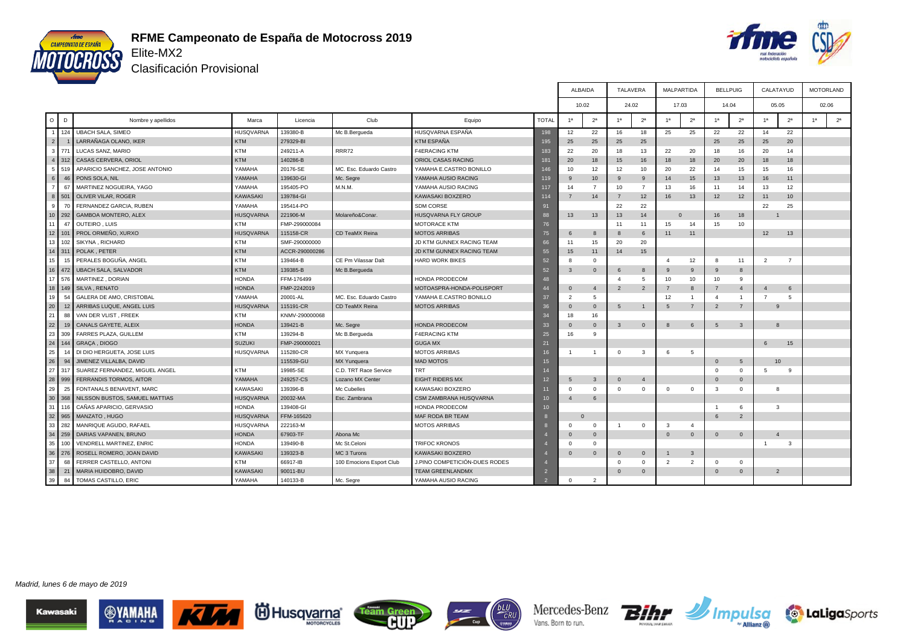# RFME Campeonato de España de Motocross 2019

## Elite-MX2

### Clasificación Provisional

| | | | | | | | | ALBAIDA | | TALAVERA | | MALPARTIDA | | BELLPUIG | | CALATAYUD | | MOTORLAND | |
|---|---|---|---|---|---|---|---|---|---|---|---|---|---|---|---|---|---|---|---|
| | | | | | | | | 10.02 | | 24.02 | | 17.03 | | 14.04 | | 05.05 | | 02.06 | |
| O | D | Nombre y apellidos | Marca | Licencia | Club | Equipo | TOTAL | 1ª | 2ª | 1ª | 2ª | 1ª | 2ª | 1ª | 2ª | 1ª | 2ª | 1ª | 2ª |
| 1 | 124 | UBACH SALA, SIMEO | HUSQVARNA | 139380-B | Mc B.Bergueda | HUSQVARNA ESPAÑA | 198 | 12 | 22 | 16 | 18 | 25 | 25 | 22 | 22 | 14 | 22 | | |
| 2 | 1 | LARRAÑAGA OLANO, IKER | KTM | 279329-BI | | KTM ESPAÑA | 195 | 25 | 25 | 25 | 25 | | | 25 | 25 | 25 | 20 | | |
| 3 | 771 | LUCAS SANZ, MARIO | KTM | 249211-A | RRR72 | F4ERACING KTM | 183 | 22 | 20 | 18 | 13 | 22 | 20 | 18 | 16 | 20 | 14 | | |
| 4 | 312 | CASAS CERVERA, ORIOL | KTM | 140286-B | | ORIOL CASAS RACING | 181 | 20 | 18 | 15 | 16 | 18 | 18 | 20 | 20 | 18 | 18 | | |
| 5 | 519 | APARICIO SANCHEZ, JOSE ANTONIO | YAMAHA | 20176-SE | MC. Esc. Eduardo Castro | YAMAHA E.CASTRO BONILLO | 146 | 10 | 12 | 12 | 10 | 20 | 22 | 14 | 15 | 15 | 16 | | |
| 6 | 46 | PONS SOLA, NIL | YAMAHA | 139630-GI | Mc. Segre | YAMAHA AUSIO RACING | 119 | 9 | 10 | 9 | 9 | 14 | 15 | 13 | 13 | 16 | 11 | | |
| 7 | 67 | MARTINEZ NOGUEIRA, YAGO | YAMAHA | 195405-PO | M.N.M. | YAMAHA AUSIO RACING | 117 | 14 | 7 | 10 | 7 | 13 | 16 | 11 | 14 | 13 | 12 | | |
| 8 | 501 | OLIVER VILAR, ROGER | KAWASAKI | 139784-GI | | KAWASAKI BOXZERO | 114 | 7 | 14 | 7 | 12 | 16 | 13 | 12 | 12 | 11 | 10 | | |
| 9 | 70 | FERNANDEZ GARCIA, RUBEN | YAMAHA | 195414-PO | | SDM CORSE | 91 | | | 22 | 22 | | | | | 22 | 25 | | |
| 10 | 292 | GAMBOA MONTERO, ALEX | HUSQVARNA | 221906-M | Molareño&Conar. | HUSQVARNA FLY GROUP | 88 | 13 | 13 | 13 | 14 | 0 | | 16 | 18 | 1 | | | |
| 11 | 47 | OUTEIRO , LUIS | KTM | FMP-299000084 | | MOTORACE KTM | 76 | | | 11 | 11 | 15 | 14 | 15 | 10 | | | | |
| 12 | 101 | PROL ORMEÑO, XURXO | HUSQVARNA | 115158-CR | CD TeaMX Reina | MOTOS ARRIBAS | 75 | 6 | 8 | 8 | 6 | 11 | 11 | | | 12 | 13 | | |
| 13 | 102 | SIKYNA , RICHARD | KTM | SMF-290000000 | | JD KTM GUNNEX RACING TEAM | 66 | 11 | 15 | 20 | 20 | | | | | | | | |
| 14 | 311 | POLAK , PETER | KTM | ACCR-290000286 | | JD KTM GUNNEX RACING TEAM | 55 | 15 | 11 | 14 | 15 | | | | | | | | |
| 15 | 15 | PERALES BOGUÑA, ANGEL | KTM | 139464-B | CE Pm Vilassar Dalt | HARD WORK BIKES | 52 | 8 | 0 | | | 4 | 12 | 8 | 11 | 2 | 7 | | |
| 16 | 472 | UBACH SALA, SALVADOR | KTM | 139385-B | Mc B.Bergueda | | 52 | 3 | 0 | 6 | 8 | 9 | 9 | 9 | 8 | | | | |
| 17 | 576 | MARTINEZ , DORIAN | HONDA | FFM-176499 | | HONDA PRODECOM | 48 | | | 4 | 5 | 10 | 10 | 10 | 9 | | | | |
| 18 | 149 | SILVA , RENATO | HONDA | FMP-2242019 | | MOTOASPRA-HONDA-POLISPORT | 44 | 0 | 4 | 2 | 2 | 7 | 8 | 7 | 4 | 4 | 6 | | |
| 19 | 54 | GALERA DE AMO, CRISTOBAL | YAMAHA | 20001-AL | MC. Esc. Eduardo Castro | YAMAHA E.CASTRO BONILLO | 37 | 2 | 5 | | | 12 | 1 | 4 | 1 | 7 | 5 | | |
| 20 | 12 | ARRIBAS LUQUE, ANGEL LUIS | HUSQVARNA | 115191-CR | CD TeaMX Reina | MOTOS ARRIBAS | 36 | 0 | 0 | 5 | 1 | 5 | 7 | 2 | 7 | 9 | | | |
| 21 | 88 | VAN DER VLIST , FREEK | KTM | KNMV-290000068 | | | 34 | 18 | 16 | | | | | | | | | | |
| 22 | 19 | CANALS GAYETE, ALEIX | HONDA | 139421-B | Mc. Segre | HONDA PRODECOM | 33 | 0 | 0 | 3 | 0 | 8 | 6 | 5 | 3 | 8 | | | |
| 23 | 309 | FARRES PLAZA, GUILLEM | KTM | 139294-B | Mc B.Bergueda | F4ERACING KTM | 25 | 16 | 9 | | | | | | | | | | |
| 24 | 144 | GRAÇA , DIOGO | SUZUKI | FMP-290000021 | | GUGA MX | 21 | | | | | | | | | 6 | 15 | | |
| 25 | 14 | DI DIO HERGUETA, JOSE LUIS | HUSQVARNA | 115280-CR | MX Yunquera | MOTOS ARRIBAS | 16 | 1 | 1 | 0 | 3 | 6 | 5 | | | | | | |
| 26 | 94 | JIMENEZ VILLALBA, DAVID | | 115539-GU | MX Yunquera | MAD MOTOS | 15 | | | | | | | 0 | 5 | 10 | | | |
| 27 | 317 | SUAREZ FERNANDEZ, MIGUEL ANGEL | KTM | 19985-SE | C.D. TRT Race Service | TRT | 14 | | | | | | | 0 | 0 | 5 | 9 | | |
| 28 | 999 | FERRANDIS TORMOS, AITOR | YAMAHA | 249257-CS | Lozano MX Center | EIGHT RIDERS MX | 12 | 5 | 3 | 0 | 4 | | | 0 | 0 | | | | |
| 29 | 25 | FONTANALS BENAVENT, MARC | KAWASAKI | 139396-B | Mc Cubelles | KAWASAKI BOXZERO | 11 | 0 | 0 | 0 | 0 | 0 | 0 | 3 | 0 | 8 | | | |
| 30 | 368 | NILSSON BUSTOS, SAMUEL MATTIAS | HUSQVARNA | 20032-MA | Esc. Zambrana | CSM ZAMBRANA HUSQVARNA | 10 | 4 | 6 | | | | | | | | | | |
| 31 | 116 | CAÑAS APARICIO, GERVASIO | HONDA | 139408-GI | | HONDA PRODECOM | 10 | | | | | | | 1 | 6 | 3 | | | |
| 32 | 965 | MANZATO , HUGO | HUSQVARNA | FFM-165620 | | MAF RODA BR TEAM | 8 | 0 | | | | | | 6 | 2 | | | | |
| 33 | 282 | MANRIQUE AGUDO, RAFAEL | HUSQVARNA | 222163-M | | MOTOS ARRIBAS | 8 | 0 | 0 | 1 | 0 | 3 | 4 | | | | | | |
| 34 | 259 | DARIAS VAPANEN, BRUNO | HONDA | 67903-TF | Abona Mc | | 4 | 0 | 0 | | | 0 | 0 | 0 | 0 | 4 | | | |
| 35 | 100 | VENDRELL MARTINEZ, ENRIC | HONDA | 139490-B | Mc St.Celoni | TRIFOC KRONOS | 4 | 0 | 0 | | | | | | | 1 | 3 | | |
| 36 | 276 | ROSELL ROMERO, JOAN DAVID | KAWASAKI | 139323-B | MC 3 Turons | KAWASAKI BOXZERO | 4 | 0 | 0 | 0 | 0 | 1 | 3 | | | | | | |
| 37 | 68 | FERRER CASTELLO, ANTONI | KTM | 66917-IB | 100 Emocions Esport Club | J.PINO COMPETICIÓN-DUES RODES | 4 | | | 0 | 0 | 2 | 2 | 0 | 0 | | | | |
| 38 | 21 | MARIA HUIDOBRO, DAVID | KAWASAKI | 90011-BU | | TEAM GREENLANDMX | 2 | | | 0 | 0 | | | 0 | 0 | 2 | | | |
| 39 | 84 | TOMAS CASTILLO, ERIC | YAMAHA | 140133-B | Mc. Segre | YAMAHA AUSIO RACING | 2 | 0 | 2 | | | | | | | | | | |

*Madrid, lunes 6 de mayo de 2019*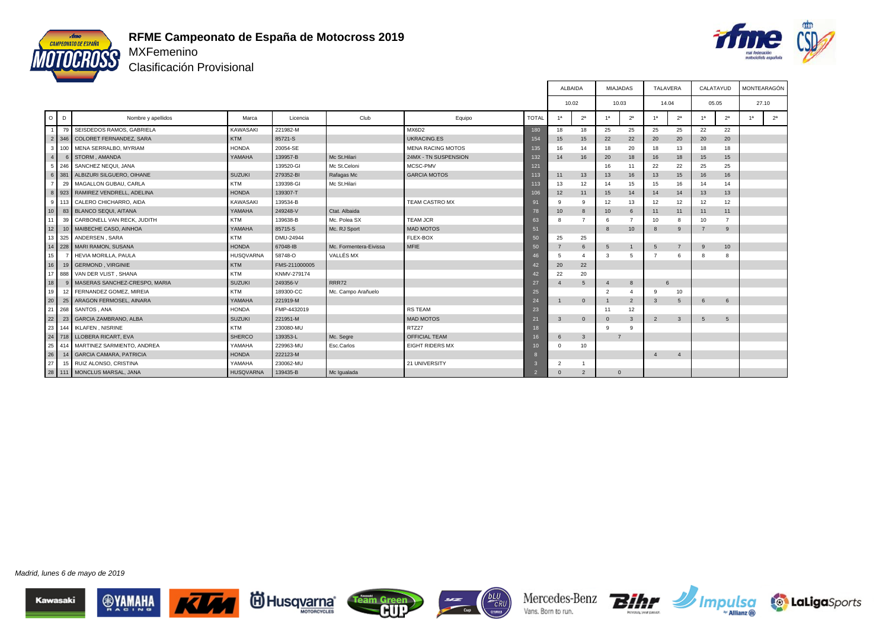# RFME Campeonato de España de Motocross 2019

MXFemenino

Clasificación Provisional

| O | D | Nombre y apellidos | Marca | Licencia | Club | Equipo | TOTAL | ALBAIDA 10.02 | | MIAJADAS 10.03 | | TALAVERA 14.04 | | CALATAYUD 05.05 | | MONTEARAGÓN 27.10 | |
|---|---|---|---|---|---|---|---|---|---|---|---|---|---|---|---|---|---|
| | | | | | | | | 1ª | 2ª | 1ª | 2ª | 1ª | 2ª | 1ª | 2ª | 1ª | 2ª |
| 1 | 79 | SEISDEDOS RAMOS, GABRIELA | KAWASAKI | 221982-M | | MX6D2 | 180 | 18 | 18 | 25 | 25 | 25 | 25 | 22 | 22 | | |
| 2 | 346 | COLORET FERNANDEZ, SARA | KTM | 85721-S | | UKRACING.ES | 154 | 15 | 15 | 22 | 22 | 20 | 20 | 20 | 20 | | |
| 3 | 100 | MENA SERRALBO, MYRIAM | HONDA | 20054-SE | | MENA RACING MOTOS | 135 | 16 | 14 | 18 | 20 | 18 | 13 | 18 | 18 | | |
| 4 | 6 | STORM , AMANDA | YAMAHA | 139957-B | Mc St.Hilari | 24MX - TN SUSPENSION | 132 | 14 | 16 | 20 | 18 | 16 | 18 | 15 | 15 | | |
| 5 | 246 | SANCHEZ NEQUI, JANA | | 139520-GI | Mc St.Celoni | MCSC-PMV | 121 | | | 16 | 11 | 22 | 22 | 25 | 25 | | |
| 6 | 381 | ALBIZURI SILGUERO, OIHANE | SUZUKI | 279352-BI | Rafagas Mc | GARCIA MOTOS | 113 | 11 | 13 | 13 | 16 | 13 | 15 | 16 | 16 | | |
| 7 | 29 | MAGALLON GUBAU, CARLA | KTM | 139398-GI | Mc St.Hilari | | 113 | 13 | 12 | 14 | 15 | 15 | 16 | 14 | 14 | | |
| 8 | 923 | RAMIREZ VENDRELL, ADELINA | HONDA | 139307-T | | | 106 | 12 | 11 | 15 | 14 | 14 | 14 | 13 | 13 | | |
| 9 | 113 | CALERO CHICHARRO, AIDA | KAWASAKI | 139534-B | | TEAM CASTRO MX | 91 | 9 | 9 | 12 | 13 | 12 | 12 | 12 | 12 | | |
| 10 | 83 | BLANCO SEQUI, AITANA | YAMAHA | 249248-V | Ctat. Albaida | | 78 | 10 | 8 | 10 | 6 | 11 | 11 | 11 | 11 | | |
| 11 | 39 | CARBONELL VAN RECK, JUDITH | KTM | 139638-B | Mc. Polea SX | TEAM JCR | 63 | 8 | 7 | 6 | 7 | 10 | 8 | 10 | 7 | | |
| 12 | 10 | MAIBECHE CASO, AINHOA | YAMAHA | 85715-S | Mc. RJ Sport | MAD MOTOS | 51 | | | 8 | 10 | 8 | 9 | 7 | 9 | | |
| 13 | 325 | ANDERSEN , SARA | KTM | DMU-24944 | | FLEX-BOX | 50 | 25 | 25 | | | | | | | | |
| 14 | 228 | MARI RAMON, SUSANA | HONDA | 67048-IB | Mc. Formentera-Eivissa | MFIE | 50 | 7 | 6 | 5 | 1 | 5 | 7 | 9 | 10 | | |
| 15 | 7 | HEVIA MORILLA, PAULA | HUSQVARNA | 58748-O | VALLÉS MX | | 46 | 5 | 4 | 3 | 5 | 7 | 6 | 8 | 8 | | |
| 16 | 19 | GERMOND , VIRGINIE | KTM | FMS-211000005 | | | 42 | 20 | 22 | | | | | | | | |
| 17 | 888 | VAN DER VLIST , SHANA | KTM | KNMV-279174 | | | 42 | 22 | 20 | | | | | | | | |
| 18 | 9 | MASERAS SANCHEZ-CRESPO, MARIA | SUZUKI | 249356-V | RRR72 | | 27 | 4 | 5 | 4 | 8 | 6 | | | | | |
| 19 | 12 | FERNANDEZ GOMEZ, MIREIA | KTM | 189300-CC | Mc. Campo Arañuelo | | 25 | | | 2 | 4 | 9 | 10 | | | | |
| 20 | 25 | ARAGON FERMOSEL, AINARA | YAMAHA | 221919-M | | | 24 | 1 | 0 | 1 | 2 | 3 | 5 | 6 | 6 | | |
| 21 | 268 | SANTOS , ANA | HONDA | FMP-4432019 | | RS TEAM | 23 | | | 11 | 12 | | | | | | |
| 22 | 23 | GARCIA ZAMBRANO, ALBA | SUZUKI | 221951-M | | MAD MOTOS | 21 | 3 | 0 | 0 | 3 | 2 | 3 | 5 | 5 | | |
| 23 | 144 | IKLAFEN , NISRINE | KTM | 230080-MU | | RTZ27 | 18 | | | 9 | 9 | | | | | | |
| 24 | 718 | LLOBERA RICART, EVA | SHERCO | 139353-L | Mc. Segre | OFFICIAL TEAM | 16 | 6 | 3 | 7 | | | | | | | |
| 25 | 414 | MARTINEZ SARMIENTO, ANDREA | YAMAHA | 229963-MU | Esc.Carlos | EIGHT RIDERS MX | 10 | 0 | 10 | | | | | | | | |
| 26 | 14 | GARCIA CAMARA, PATRICIA | HONDA | 222123-M | | | 8 | | | | | 4 | 4 | | | | |
| 27 | 15 | RUIZ ALONSO, CRISTINA | YAMAHA | 230062-MU | | 21 UNIVERSITY | 3 | 2 | 1 | | | | | | | | |
| 28 | 111 | MONCLUS MARSAL, JANA | HUSQVARNA | 139435-B | Mc Igualada | | 2 | 0 | 2 | 0 | | | | | | | |

*Madrid, lunes 6 de mayo de 2019*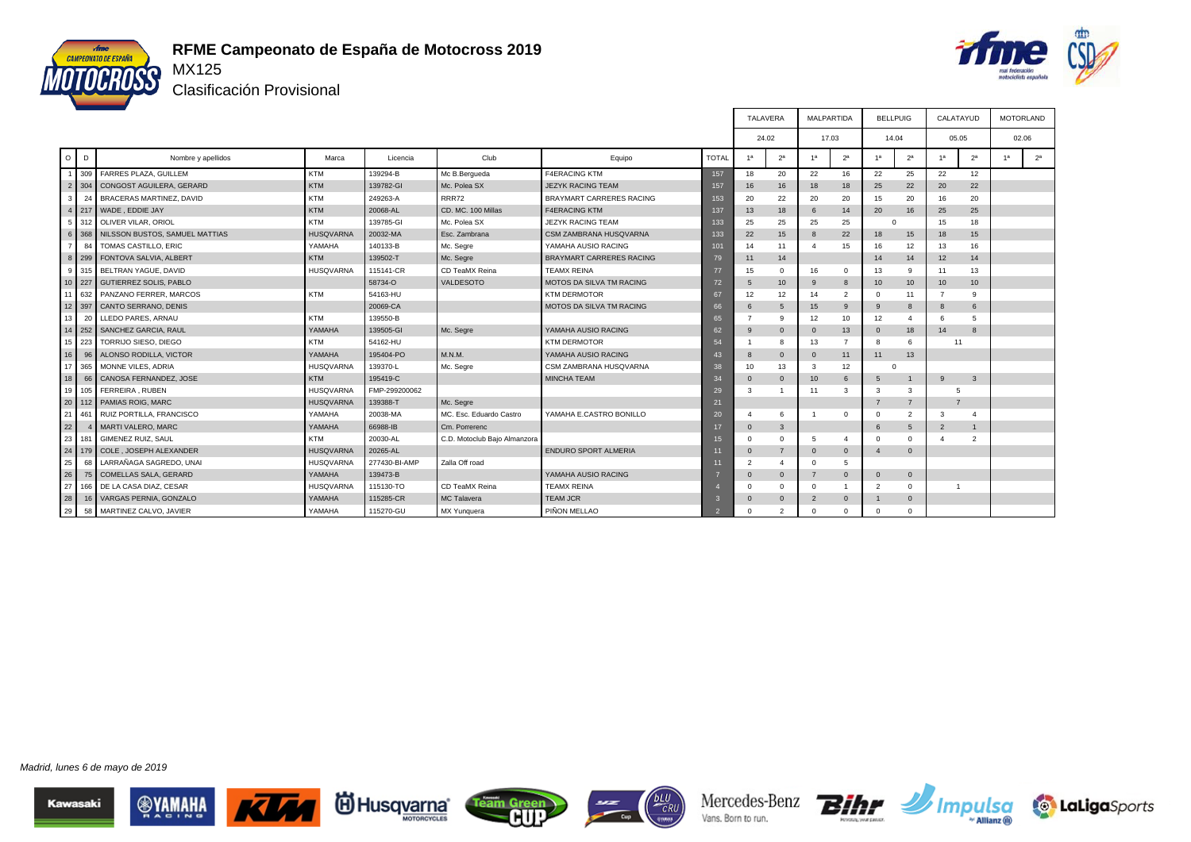# RFME Campeonato de España de Motocross 2019

## MX125

### Clasificación Provisional

| O | D | Nombre y apellidos | Marca | Licencia | Club | Equipo | TOTAL | TALAVERA 24.02 | | MALPARTIDA 17.03 | | BELLPUIG 14.04 | | CALATAYUD 05.05 | | MOTORLAND 02.06 | |
|---|---|---|---|---|---|---|---|---|---|---|---|---|---|---|---|---|---|
| | | | | | | | | 1ª | 2ª | 1ª | 2ª | 1ª | 2ª | 1ª | 2ª | 1ª | 2ª |
| 1 | 309 | FARRES PLAZA, GUILLEM | KTM | 139294-B | Mc B.Bergueda | F4ERACING KTM | 157 | 18 | 20 | 22 | 16 | 22 | 25 | 22 | 12 | | |
| 2 | 304 | CONGOST AGUILERA, GERARD | KTM | 139782-GI | Mc. Polea SX | JEZYK RACING TEAM | 157 | 16 | 16 | 18 | 18 | 25 | 22 | 20 | 22 | | |
| 3 | 24 | BRACERAS MARTINEZ, DAVID | KTM | 249263-A | RRR72 | BRAYMART CARRERES RACING | 153 | 20 | 22 | 20 | 20 | 15 | 20 | 16 | 20 | | |
| 4 | 217 | WADE , EDDIE JAY | KTM | 20068-AL | CD. MC. 100 Millas | F4ERACING KTM | 137 | 13 | 18 | 6 | 14 | 20 | 16 | 25 | 25 | | |
| 5 | 312 | OLIVER VILAR, ORIOL | KTM | 139785-GI | Mc. Polea SX | JEZYK RACING TEAM | 133 | 25 | 25 | 25 | 25 | 0 | | 15 | 18 | | |
| 6 | 368 | NILSSON BUSTOS, SAMUEL MATTIAS | HUSQVARNA | 20032-MA | Esc. Zambrana | CSM ZAMBRANA HUSQVARNA | 133 | 22 | 15 | 8 | 22 | 18 | 15 | 18 | 15 | | |
| 7 | 84 | TOMAS CASTILLO, ERIC | YAMAHA | 140133-B | Mc. Segre | YAMAHA AUSIO RACING | 101 | 14 | 11 | 4 | 15 | 16 | 12 | 13 | 16 | | |
| 8 | 299 | FONTOVA SALVIA, ALBERT | KTM | 139502-T | Mc. Segre | BRAYMART CARRERES RACING | 79 | 11 | 14 | | | 14 | 14 | 12 | 14 | | |
| 9 | 315 | BELTRAN YAGUE, DAVID | HUSQVARNA | 115141-CR | CD TeaMX Reina | TEAMX REINA | 77 | 15 | 0 | 16 | 0 | 13 | 9 | 11 | 13 | | |
| 10 | 227 | GUTIERREZ SOLIS, PABLO | | 58734-O | VALDESOTO | MOTOS DA SILVA TM RACING | 72 | 5 | 10 | 9 | 8 | 10 | 10 | 10 | 10 | | |
| 11 | 632 | PANZANO FERRER, MARCOS | KTM | 54163-HU | | KTM DERMOTOR | 67 | 12 | 12 | 14 | 2 | 0 | 11 | 7 | 9 | | |
| 12 | 397 | CANTO SERRANO, DENIS | | 20069-CA | | MOTOS DA SILVA TM RACING | 66 | 6 | 5 | 15 | 9 | 9 | 8 | 8 | 6 | | |
| 13 | 20 | LLEDO PARES, ARNAU | KTM | 139550-B | | | 65 | 7 | 9 | 12 | 10 | 12 | 4 | 6 | 5 | | |
| 14 | 252 | SANCHEZ GARCIA, RAUL | YAMAHA | 139505-GI | Mc. Segre | YAMAHA AUSIO RACING | 62 | 9 | 0 | 0 | 13 | 0 | 18 | 14 | 8 | | |
| 15 | 223 | TORRIJO SIESO, DIEGO | KTM | 54162-HU | | KTM DERMOTOR | 54 | 1 | 8 | 13 | 7 | 8 | 6 | 11 | | | |
| 16 | 96 | ALONSO RODILLA, VICTOR | YAMAHA | 195404-PO | M.N.M. | YAMAHA AUSIO RACING | 43 | 8 | 0 | 0 | 11 | 11 | 13 | | | | |
| 17 | 365 | MONNE VILES, ADRIA | HUSQVARNA | 139370-L | Mc. Segre | CSM ZAMBRANA HUSQVARNA | 38 | 10 | 13 | 3 | 12 | 0 | | | | | |
| 18 | 66 | CANOSA FERNANDEZ, JOSE | KTM | 195419-C | | MINCHA TEAM | 34 | 0 | 0 | 10 | 6 | 5 | 1 | 9 | 3 | | |
| 19 | 105 | FERREIRA , RUBEN | HUSQVARNA | FMP-299200062 | | | 29 | 3 | 1 | 11 | 3 | 3 | 3 | 5 | | | |
| 20 | 112 | PAMIAS ROIG, MARC | HUSQVARNA | 139388-T | Mc. Segre | | 21 | | | | | 7 | 7 | 7 | | | |
| 21 | 461 | RUIZ PORTILLA, FRANCISCO | YAMAHA | 20038-MA | MC. Esc. Eduardo Castro | YAMAHA E.CASTRO BONILLO | 20 | 4 | 6 | 1 | 0 | 0 | 2 | 3 | 4 | | |
| 22 | 4 | MARTI VALERO, MARC | YAMAHA | 66988-IB | Cm. Porrerenc | | 17 | 0 | 3 | | | 6 | 5 | 2 | 1 | | |
| 23 | 181 | GIMENEZ RUIZ, SAUL | KTM | 20030-AL | C.D. Motoclub Bajo Almanzora | | 15 | 0 | 0 | 5 | 4 | 0 | 0 | 4 | 2 | | |
| 24 | 179 | COLE , JOSEPH ALEXANDER | HUSQVARNA | 20265-AL | | ENDURO SPORT ALMERIA | 11 | 0 | 7 | 0 | 0 | 4 | 0 | | | | |
| 25 | 68 | LARRAÑAGA SAGREDO, UNAI | HUSQVARNA | 277430-BI-AMP | Zalla Off road | | 11 | 2 | 4 | 0 | 5 | | | | | | |
| 26 | 75 | COMELLAS SALA, GERARD | YAMAHA | 139473-B | | YAMAHA AUSIO RACING | 7 | 0 | 0 | 7 | 0 | 0 | 0 | | | | |
| 27 | 166 | DE LA CASA DIAZ, CESAR | HUSQVARNA | 115130-TO | CD TeaMX Reina | TEAMX REINA | 4 | 0 | 0 | 0 | 1 | 2 | 0 | 1 | | | |
| 28 | 16 | VARGAS PERNIA, GONZALO | YAMAHA | 115285-CR | MC Talavera | TEAM JCR | 3 | 0 | 0 | 2 | 0 | 1 | 0 | | | | |
| 29 | 58 | MARTINEZ CALVO, JAVIER | YAMAHA | 115270-GU | MX Yunquera | PIÑON MELLAO | 2 | 0 | 2 | 0 | 0 | 0 | 0 | | | | |

*Madrid, lunes 6 de mayo de 2019*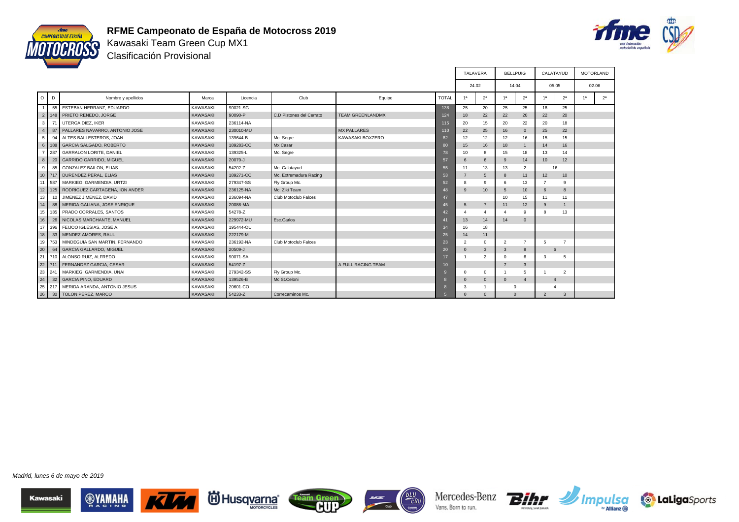# RFME Campeonato de España de Motocross 2019

Kawasaki Team Green Cup MX1

Clasificación Provisional

| O | D | Nombre y apellidos | Marca | Licencia | Club | Equipo | TOTAL | TALAVERA 24.02 1ª | TALAVERA 24.02 2ª | BELLPUIG 14.04 1ª | BELLPUIG 14.04 2ª | CALATAYUD 05.05 1ª | CALATAYUD 05.05 2ª | MOTORLAND 02.06 1ª | MOTORLAND 02.06 2ª |
|---|---|---|---|---|---|---|---|---|---|---|---|---|---|---|---|
| 1 | 55 | ESTEBAN HERRANZ, EDUARDO | KAWASAKI | 90021-SG | | | 138 | 25 | 20 | 25 | 25 | 18 | 25 | | |
| 2 | 148 | PRIETO RENEDO, JORGE | KAWASAKI | 90090-P | C.D Pistones del Cerrato | TEAM GREENLANDMX | 124 | 18 | 22 | 22 | 20 | 22 | 20 | | |
| 3 | 71 | UTERGA DIEZ, IKER | KAWASAKI | 236114-NA | | | 115 | 20 | 15 | 20 | 22 | 20 | 18 | | |
| 4 | 87 | PALLARES NAVARRO, ANTONIO JOSE | KAWASAKI | 230010-MU | | MX PALLARES | 110 | 22 | 25 | 16 | 0 | 25 | 22 | | |
| 5 | 94 | ALTES BALLESTEROS, JOAN | KAWASAKI | 139644-B | Mc. Segre | KAWASAKI BOXZERO | 82 | 12 | 12 | 12 | 16 | 15 | 15 | | |
| 6 | 188 | GARCIA SALGADO, ROBERTO | KAWASAKI | 189283-CC | Mx Casar | | 80 | 15 | 16 | 18 | 1 | 14 | 16 | | |
| 7 | 287 | GARRALON LORITE, DANIEL | KAWASAKI | 139325-L | Mc. Segre | | 78 | 10 | 8 | 15 | 18 | 13 | 14 | | |
| 8 | 20 | GARRIDO GARRIDO, MIGUEL | KAWASAKI | 20079-J | | | 57 | 6 | 6 | 9 | 14 | 10 | 12 | | |
| 9 | 85 | GONZALEZ BAILON, ELIAS | KAWASAKI | 54202-Z | Mc. Calatayud | | 55 | 11 | 13 | 13 | 2 | 16 | | | |
| 10 | 717 | DURENDEZ PERAL, ELIAS | KAWASAKI | 189271-CC | Mc. Extremadura Racing | | 53 | 7 | 5 | 8 | 11 | 12 | 10 | | |
| 11 | 587 | MARKIEGI GARMENDIA, URTZI | KAWASAKI | 279347-SS | Fly Group Mc. | | 52 | 8 | 9 | 6 | 13 | 7 | 9 | | |
| 12 | 125 | RODRIGUEZ CARTAGENA, ION ANDER | KAWASAKI | 236125-NA | Mc. Ziki Team | | 48 | 9 | 10 | 5 | 10 | 6 | 8 | | |
| 13 | 10 | JIMENEZ JIMENEZ, DAVID | KAWASAKI | 236094-NA | Club Motoclub Falces | | 47 | | | 10 | 15 | 11 | 11 | | |
| 14 | 88 | MERIDA GALIANA, JOSE ENRIQUE | KAWASAKI | 20088-MA | | | 45 | 5 | 7 | 11 | 12 | 9 | 1 | | |
| 15 | 135 | PRADO CORRALES, SANTOS | KAWASAKI | 54278-Z | | | 42 | 4 | 4 | 4 | 9 | 8 | 13 | | |
| 16 | 26 | NICOLAS MARCHANTE, MANUEL | KAWASAKI | 229972-MU | Esc.Carlos | | 41 | 13 | 14 | 14 | 0 | | | | |
| 17 | 396 | FEIJOO IGLESIAS, JOSE A. | KAWASAKI | 195444-OU | | | 34 | 16 | 18 | | | | | | |
| 18 | 33 | MENDEZ AMORES, RAUL | KAWASAKI | 222179-M | | | 25 | 14 | 11 | | | | | | |
| 19 | 753 | MINDEGUIA SAN MARTIN, FERNANDO | KAWASAKI | 236192-NA | Club Motoclub Falces | | 23 | 2 | 0 | 2 | 7 | 5 | 7 | | |
| 20 | 64 | GARCIA GALLARDO, MIGUEL | KAWASAKI | 20509-J | | | 20 | 0 | 3 | 3 | 8 | 6 | | | |
| 21 | 710 | ALONSO RUIZ, ALFREDO | KAWASAKI | 90071-SA | | | 17 | 1 | 2 | 0 | 6 | 3 | 5 | | |
| 22 | 711 | FERNANDEZ GARCIA, CESAR | KAWASAKI | 54197-Z | | A FULL RACING TEAM | 10 | | | 7 | 3 | | | | |
| 23 | 241 | MARKIEGI GARMENDIA, UNAI | KAWASAKI | 279342-SS | Fly Group Mc. | | 9 | 0 | 0 | 1 | 5 | 1 | 2 | | |
| 24 | 32 | GARCIA PINO, EDUARD | KAWASAKI | 139526-B | Mc St.Celoni | | 8 | 0 | 0 | 0 | 4 | 4 | | | |
| 25 | 217 | MERIDA ARANDA, ANTONIO JESUS | KAWASAKI | 20601-CO | | | 8 | 3 | 1 | 0 | | 4 | | | |
| 26 | 30 | TOLON PEREZ, MARCO | KAWASAKI | 54233-Z | Correcaminos Mc. | | 5 | 0 | 0 | 0 | | 2 | 3 | | |

*Madrid, lunes 6 de mayo de 2019*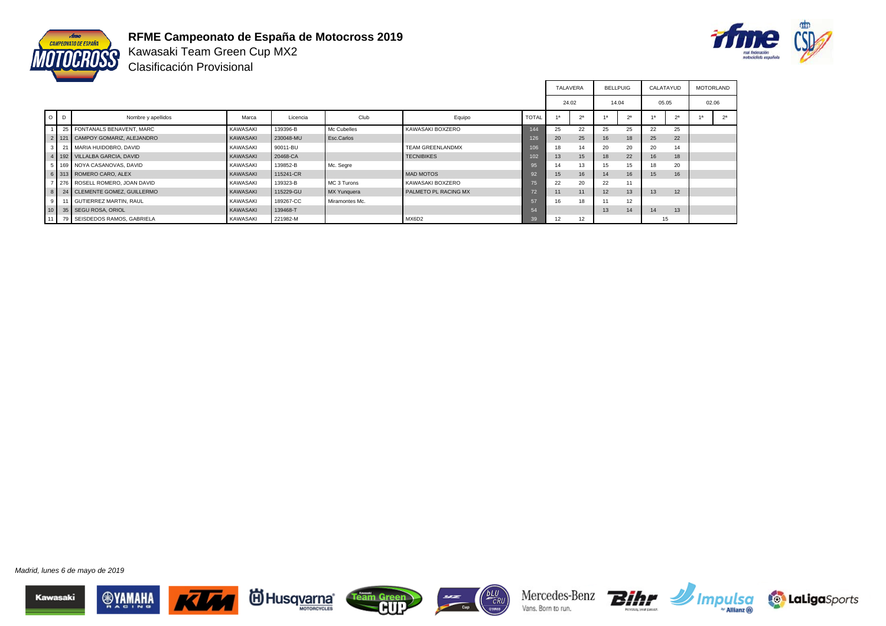# RFME Campeonato de España de Motocross 2019

## Kawasaki Team Green Cup MX2

### Clasificación Provisional

| O | D | Nombre y apellidos | Marca | Licencia | Club | Equipo | TOTAL | TALAVERA 24.02 | | BELLPUIG 14.04 | | CALATAYUD 05.05 | | MOTORLAND 02.06 | |
|---|---|---|---|---|---|---|---|---|---|---|---|---|---|---|---|
| | | | | | | | | 1ª | 2ª | 1ª | 2ª | 1ª | 2ª | 1ª | 2ª |
| 1 | 25 | FONTANALS BENAVENT, MARC | KAWASAKI | 139396-B | Mc Cubelles | KAWASAKI BOXZERO | 144 | 25 | 22 | 25 | 25 | 22 | 25 | | |
| 2 | 121 | CAMPOY GOMARIZ, ALEJANDRO | KAWASAKI | 230048-MU | Esc.Carlos | | 126 | 20 | 25 | 16 | 18 | 25 | 22 | | |
| 3 | 21 | MARIA HUIDOBRO, DAVID | KAWASAKI | 90011-BU | | TEAM GREENLANDMX | 106 | 18 | 14 | 20 | 20 | 20 | 14 | | |
| 4 | 192 | VILLALBA GARCIA, DAVID | KAWASAKI | 20468-CA | | TECNIBIKES | 102 | 13 | 15 | 18 | 22 | 16 | 18 | | |
| 5 | 169 | NOYA CASANOVAS, DAVID | KAWASAKI | 139852-B | Mc. Segre | | 95 | 14 | 13 | 15 | 15 | 18 | 20 | | |
| 6 | 313 | ROMERO CARO, ALEX | KAWASAKI | 115241-CR | | MAD MOTOS | 92 | 15 | 16 | 14 | 16 | 15 | 16 | | |
| 7 | 276 | ROSELL ROMERO, JOAN DAVID | KAWASAKI | 139323-B | MC 3 Turons | KAWASAKI BOXZERO | 75 | 22 | 20 | 22 | 11 | | | | |
| 8 | 24 | CLEMENTE GOMEZ, GUILLERMO | KAWASAKI | 115229-GU | MX Yunquera | PALMETO PL RACING MX | 72 | 11 | 11 | 12 | 13 | 13 | 12 | | |
| 9 | 11 | GUTIERREZ MARTIN, RAUL | KAWASAKI | 189267-CC | Miramontes Mc. | | 57 | 16 | 18 | 11 | 12 | | | | |
| 10 | 35 | SEGU ROSA, ORIOL | KAWASAKI | 139468-T | | | 54 | | | 13 | 14 | 14 | 13 | | |
| 11 | 79 | SEISDEDOS RAMOS, GABRIELA | KAWASAKI | 221982-M | | MX6D2 | 39 | 12 | 12 | | | 15 | | | |

*Madrid, lunes 6 de mayo de 2019*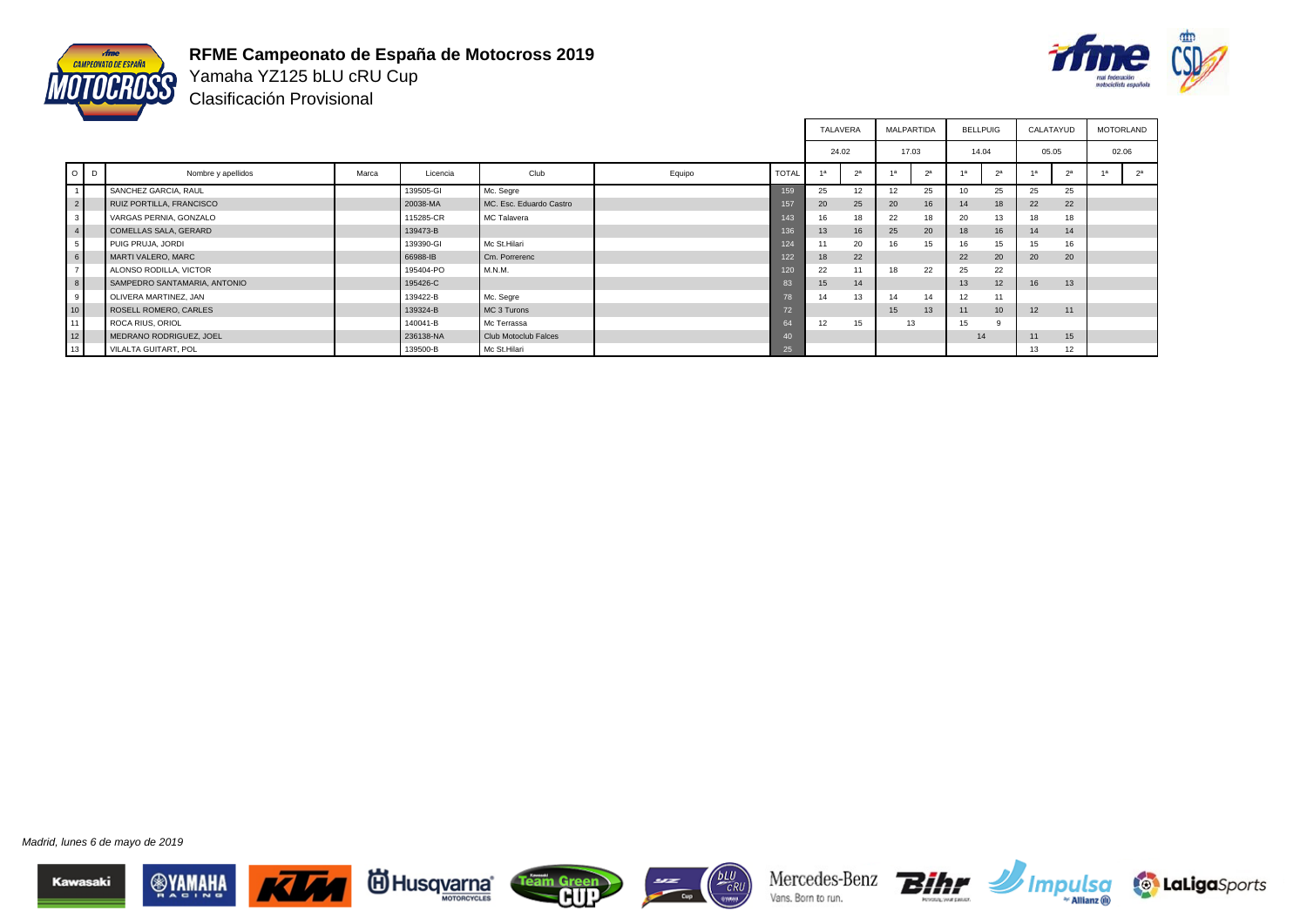# RFME Campeonato de España de Motocross 2019

## Yamaha YZ125 bLU cRU Cup

### Clasificación Provisional

| O | D | Nombre y apellidos | Marca | Licencia | Club | Equipo | TOTAL | TALAVERA 24.02 | | MALPARTIDA 17.03 | | BELLPUIG 14.04 | | CALATAYUD 05.05 | | MOTORLAND 02.06 | |
|---|---|---|---|---|---|---|---|---|---|---|---|---|---|---|---|---|---|
| | | | | | | | | 1ª | 2ª | 1ª | 2ª | 1ª | 2ª | 1ª | 2ª | 1ª | 2ª |
| 1 | | SANCHEZ GARCIA, RAUL | | 139505-GI | Mc. Segre | | 159 | 25 | 12 | 12 | 25 | 10 | 25 | 25 | 25 | | |
| 2 | | RUIZ PORTILLA, FRANCISCO | | 20038-MA | MC. Esc. Eduardo Castro | | 157 | 20 | 25 | 20 | 16 | 14 | 18 | 22 | 22 | | |
| 3 | | VARGAS PERNIA, GONZALO | | 115285-CR | MC Talavera | | 143 | 16 | 18 | 22 | 18 | 20 | 13 | 18 | 18 | | |
| 4 | | COMELLAS SALA, GERARD | | 139473-B | | | 136 | 13 | 16 | 25 | 20 | 18 | 16 | 14 | 14 | | |
| 5 | | PUIG PRUJA, JORDI | | 139390-GI | Mc St.Hilari | | 124 | 11 | 20 | 16 | 15 | 16 | 15 | 15 | 16 | | |
| 6 | | MARTI VALERO, MARC | | 66988-IB | Cm. Porrerenc | | 122 | 18 | 22 | | | 22 | 20 | 20 | 20 | | |
| 7 | | ALONSO RODILLA, VICTOR | | 195404-PO | M.N.M. | | 120 | 22 | 11 | 18 | 22 | 25 | 22 | | | | |
| 8 | | SAMPEDRO SANTAMARIA, ANTONIO | | 195426-C | | | 83 | 15 | 14 | | | 13 | 12 | 16 | 13 | | |
| 9 | | OLIVERA MARTINEZ, JAN | | 139422-B | Mc. Segre | | 78 | 14 | 13 | 14 | 14 | 12 | 11 | | | | |
| 10 | | ROSELL ROMERO, CARLES | | 139324-B | MC 3 Turons | | 72 | | | 15 | 13 | 11 | 10 | 12 | 11 | | |
| 11 | | ROCA RIUS, ORIOL | | 140041-B | Mc Terrassa | | 64 | 12 | 15 | 13 | | 15 | 9 | | | | |
| 12 | | MEDRANO RODRIGUEZ, JOEL | | 236138-NA | Club Motoclub Falces | | 40 | | | | | 14 | | 11 | 15 | | |
| 13 | | VILALTA GUITART, POL | | 139500-B | Mc St.Hilari | | 25 | | | | | | | 13 | 12 | | |

*Madrid, lunes 6 de mayo de 2019*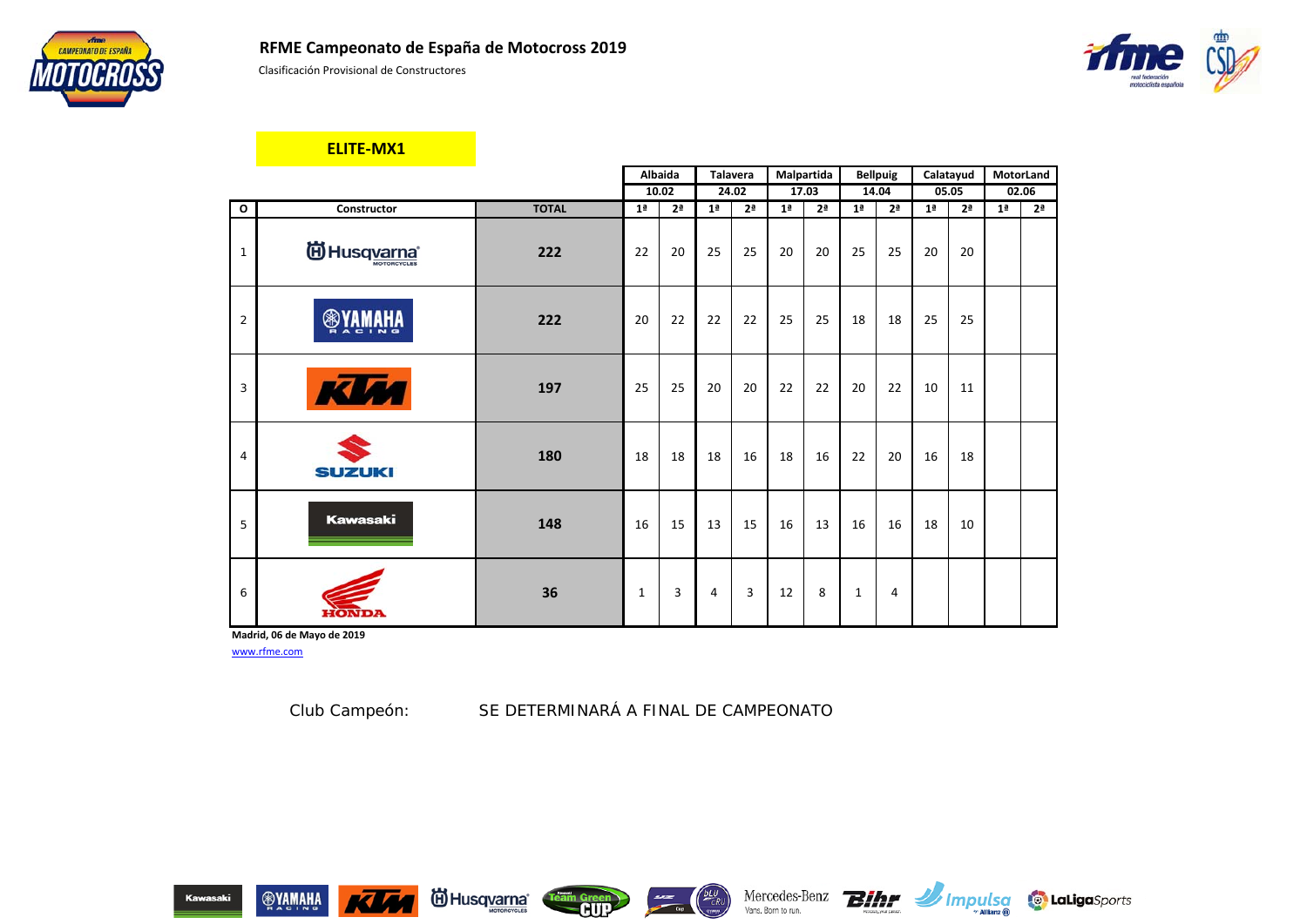# RFME Campeonato de España de Motocross 2019

Clasificación Provisional de Constructores

## ELITE-MX1

| O | Constructor | TOTAL | Albaida | | Talavera | | Malpartida | | Bellpuig | | Calatayud | | MotorLand | |
|---|---|---|---|---|---|---|---|---|---|---|---|---|---|---|
| | | | 10.02 | | 24.02 | | 17.03 | | 14.04 | | 05.05 | | 02.06 | |
| | | | 1ª | 2ª | 1ª | 2ª | 1ª | 2ª | 1ª | 2ª | 1ª | 2ª | 1ª | 2ª |
| 1 | Husqvarna | 222 | 22 | 20 | 25 | 25 | 20 | 20 | 25 | 25 | 20 | 20 | | |
| 2 | Yamaha | 222 | 20 | 22 | 22 | 22 | 25 | 25 | 18 | 18 | 25 | 25 | | |
| 3 | KTM | 197 | 25 | 25 | 20 | 20 | 22 | 22 | 20 | 22 | 10 | 11 | | |
| 4 | Suzuki | 180 | 18 | 18 | 18 | 16 | 18 | 16 | 22 | 20 | 16 | 18 | | |
| 5 | Kawasaki | 148 | 16 | 15 | 13 | 15 | 16 | 13 | 16 | 16 | 18 | 10 | | |
| 6 | Honda | 36 | 1 | 3 | 4 | 3 | 12 | 8 | 1 | 4 | | | | |

**Madrid, 06 de Mayo de 2019**

www.rfme.com

Club Campeón: SE DETERMINARÁ A FINAL DE CAMPEONATO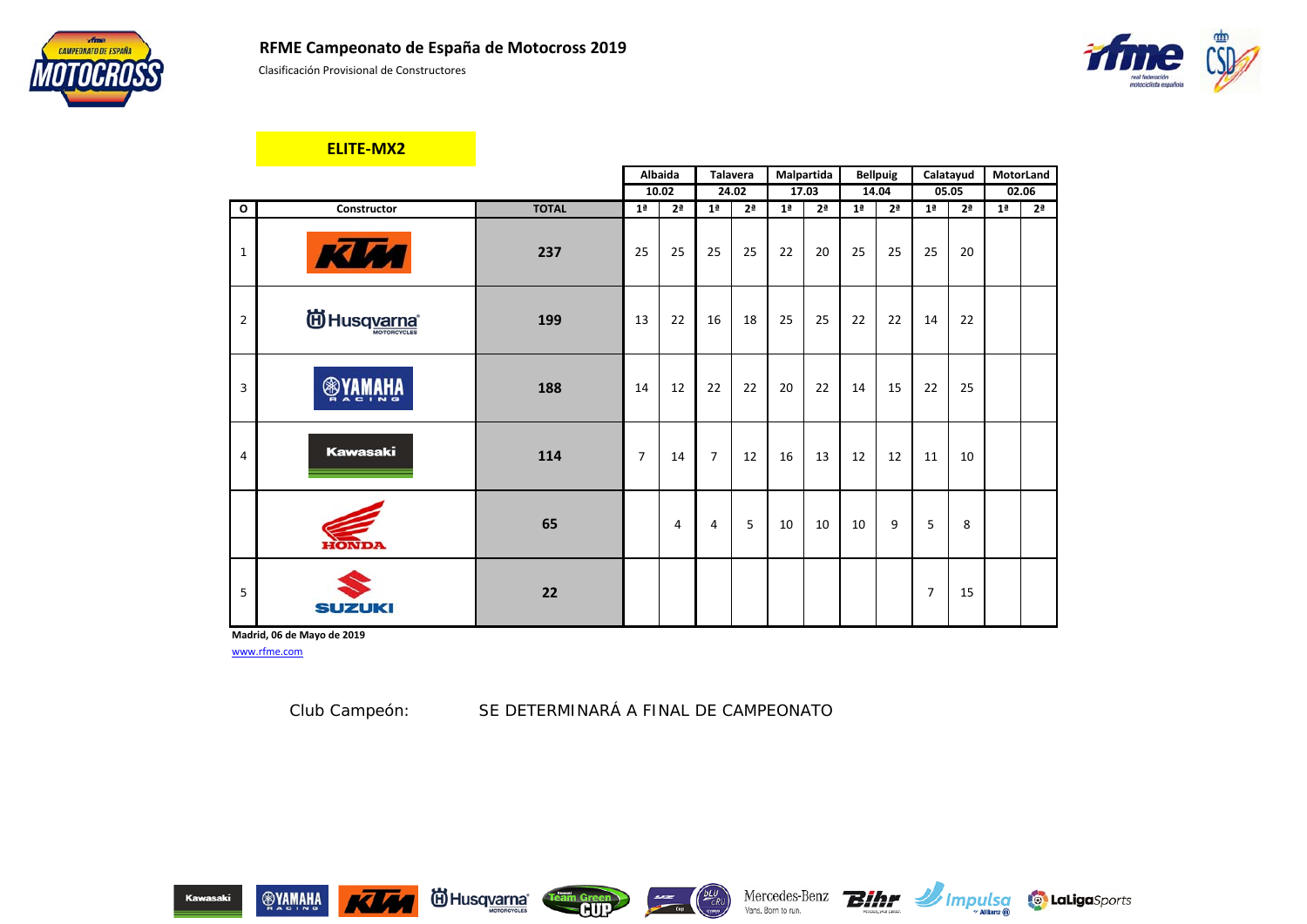## RFME Campeonato de España de Motocross 2019

Clasificación Provisional de Constructores

**ELITE-MX2**

| O | Constructor | TOTAL | Albaida 10.02 | | Talavera 24.02 | | Malpartida 17.03 | | Bellpuig 14.04 | | Calatayud 05.05 | | MotorLand 02.06 | |
|---|---|---|---|---|---|---|---|---|---|---|---|---|---|---|
| | | | 1ª | 2ª | 1ª | 2ª | 1ª | 2ª | 1ª | 2ª | 1ª | 2ª | 1ª | 2ª |
| 1 | KTM | 237 | 25 | 25 | 25 | 25 | 22 | 20 | 25 | 25 | 25 | 20 | | |
| 2 | Husqvarna | 199 | 13 | 22 | 16 | 18 | 25 | 25 | 22 | 22 | 14 | 22 | | |
| 3 | Yamaha | 188 | 14 | 12 | 22 | 22 | 20 | 22 | 14 | 15 | 22 | 25 | | |
| 4 | Kawasaki | 114 | 7 | 14 | 7 | 12 | 16 | 13 | 12 | 12 | 11 | 10 | | |
| | Honda | 65 | | 4 | 4 | 5 | 10 | 10 | 10 | 9 | 5 | 8 | | |
| 5 | Suzuki | 22 | | | | | | | | | 7 | 15 | | |

**Madrid, 06 de Mayo de 2019**

www.rfme.com

Club Campeón: SE DETERMINARÁ A FINAL DE CAMPEONATO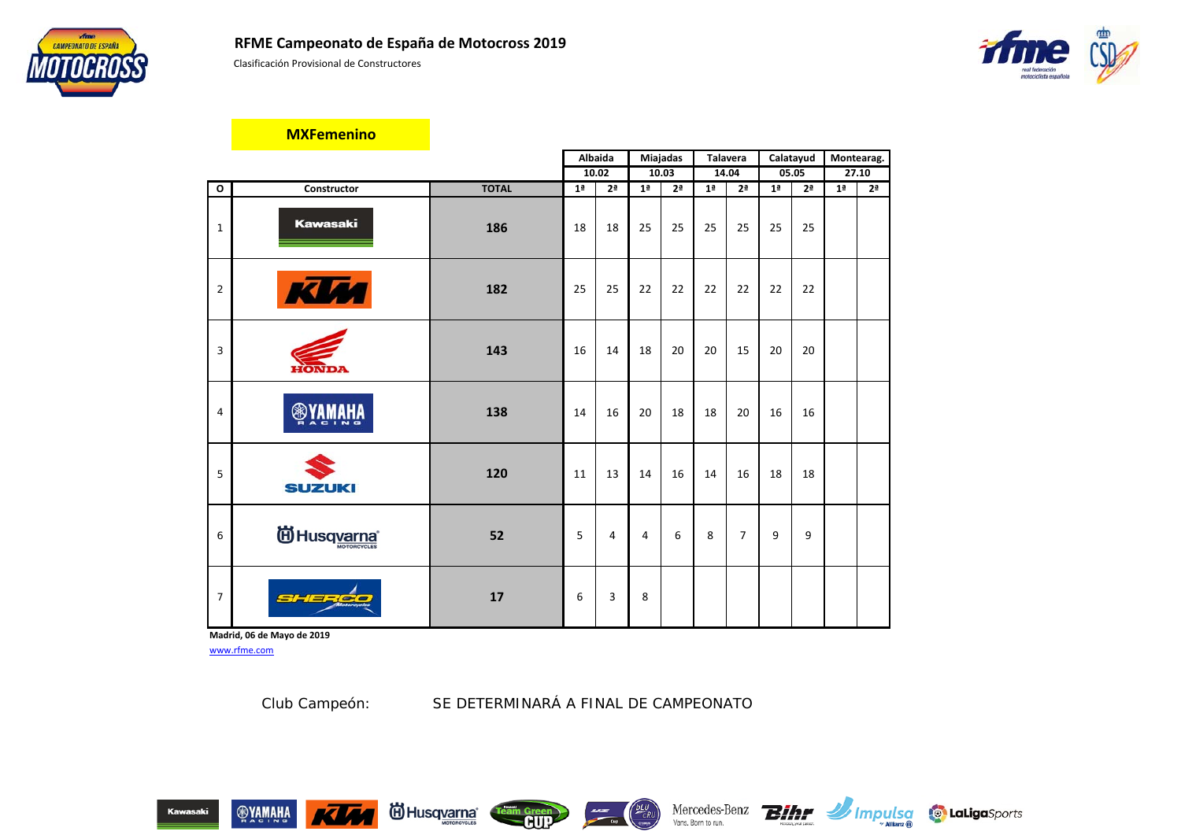## RFME Campeonato de España de Motocross 2019

Clasificación Provisional de Constructores

**MXFemenino**

| O | Constructor | TOTAL | Albaida | | Miajadas | | Talavera | | Calatayud | | Montearag. | |
|---|---|---|---|---|---|---|---|---|---|---|---|---|
| | | | 10.02 | | 10.03 | | 14.04 | | 05.05 | | 27.10 | |
| | | | 1ª | 2ª | 1ª | 2ª | 1ª | 2ª | 1ª | 2ª | 1ª | 2ª |
| 1 | Kawasaki | 186 | 18 | 18 | 25 | 25 | 25 | 25 | 25 | 25 | | |
| 2 | KTM | 182 | 25 | 25 | 22 | 22 | 22 | 22 | 22 | 22 | | |
| 3 | HONDA | 143 | 16 | 14 | 18 | 20 | 20 | 15 | 20 | 20 | | |
| 4 | YAMAHA RACING | 138 | 14 | 16 | 20 | 18 | 18 | 20 | 16 | 16 | | |
| 5 | SUZUKI | 120 | 11 | 13 | 14 | 16 | 14 | 16 | 18 | 18 | | |
| 6 | Husqvarna | 52 | 5 | 4 | 4 | 6 | 8 | 7 | 9 | 9 | | |
| 7 | SHERCO | 17 | 6 | 3 | 8 | | | | | | | |

**Madrid, 06 de Mayo de 2019**

www.rfme.com

Club Campeón: SE DETERMINARÁ A FINAL DE CAMPEONATO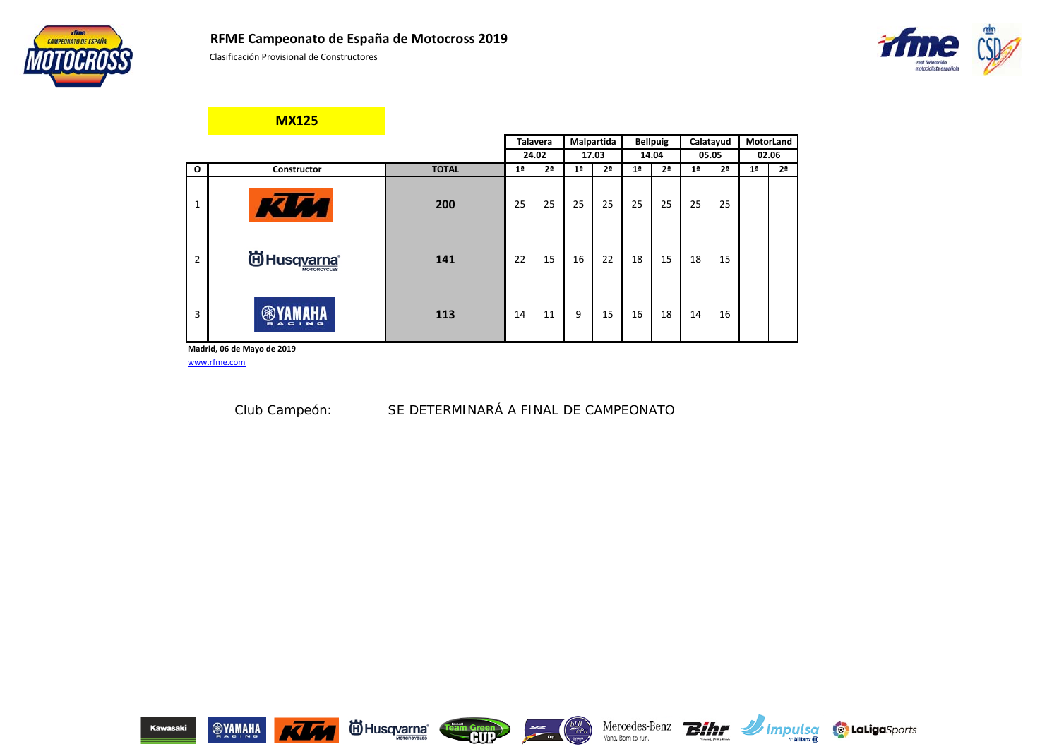# RFME Campeonato de España de Motocross 2019

Clasificación Provisional de Constructores

## MX125

| O | Constructor | TOTAL | Talavera 24.02 | | Malpartida 17.03 | | Bellpuig 14.04 | | Calatayud 05.05 | | MotorLand 02.06 | |
|---|---|---|---|---|---|---|---|---|---|---|---|---|
| | | | 1ª | 2ª | 1ª | 2ª | 1ª | 2ª | 1ª | 2ª | 1ª | 2ª |
| 1 | KTM | 200 | 25 | 25 | 25 | 25 | 25 | 25 | 25 | 25 | | |
| 2 | Husqvarna | 141 | 22 | 15 | 16 | 22 | 18 | 15 | 18 | 15 | | |
| 3 | Yamaha | 113 | 14 | 11 | 9 | 15 | 16 | 18 | 14 | 16 | | |

**Madrid, 06 de Mayo de 2019**

www.rfme.com

Club Campeón: SE DETERMINARÁ A FINAL DE CAMPEONATO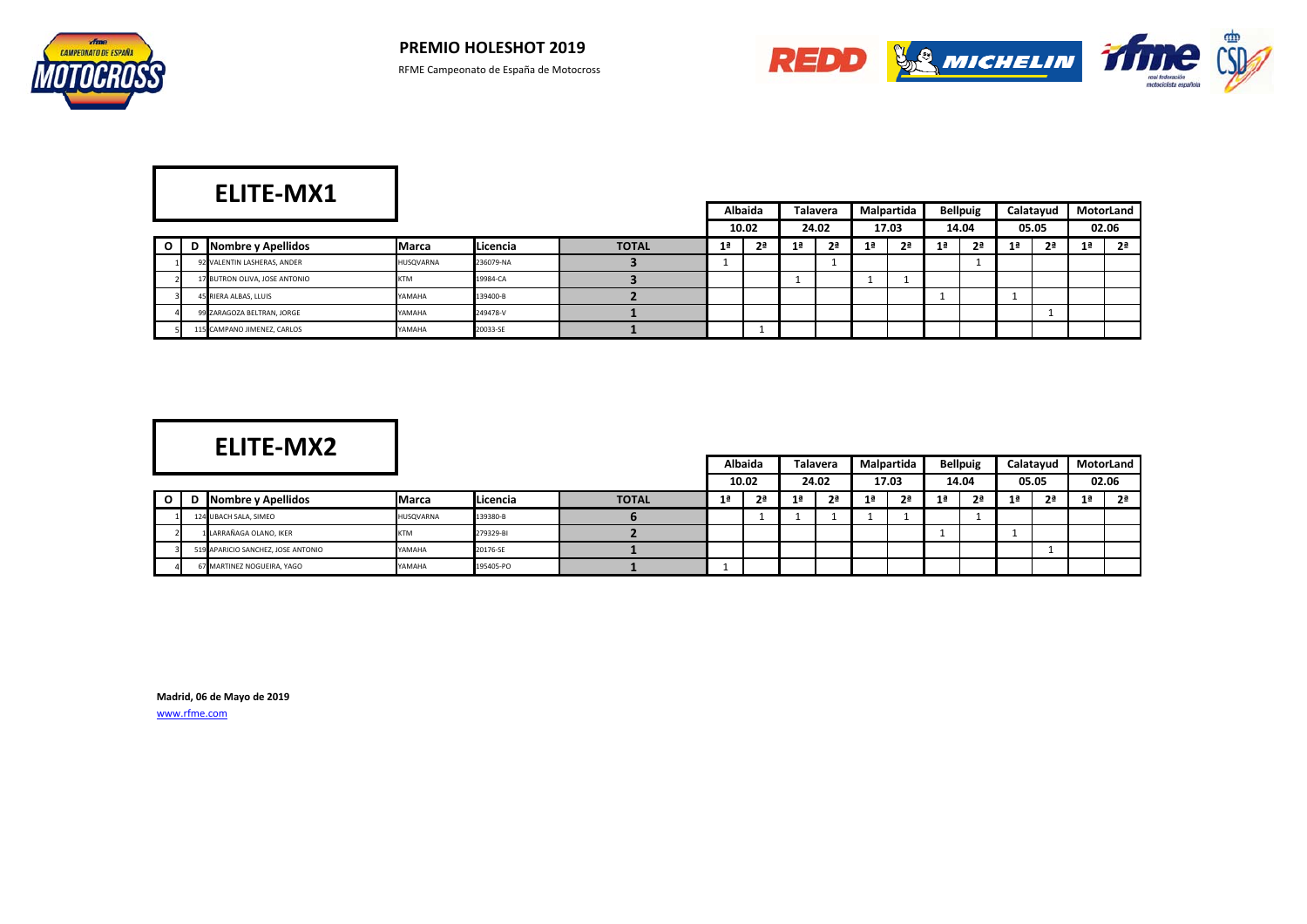# PREMIO HOLESHOT 2019

RFME Campeonato de España de Motocross

## ELITE-MX1

| | | | | | | Albaida | | Talavera | | Malpartida | | Bellpuig | | Calatayud | | MotorLand | |
|---|---|---|---|---|---|---|---|---|---|---|---|---|---|---|---|---|---|
| | | | | | | 10.02 | | 24.02 | | 17.03 | | 14.04 | | 05.05 | | 02.06 | |
| **O** | **D** | **Nombre y Apellidos** | **Marca** | **Licencia** | **TOTAL** | 1ª | 2ª | 1ª | 2ª | 1ª | 2ª | 1ª | 2ª | 1ª | 2ª | 1ª | 2ª |
| 1 | 92 | VALENTIN LASHERAS, ANDER | HUSQVARNA | 236079-NA | **3** | 1 | | | 1 | | | | 1 | | | | |
| 2 | 17 | BUTRON OLIVA, JOSE ANTONIO | KTM | 19984-CA | **3** | | | 1 | | 1 | 1 | | | | | | |
| 3 | 45 | RIERA ALBAS, LLUIS | YAMAHA | 139400-B | **2** | | | | | | | 1 | | 1 | | | |
| 4 | 99 | ZARAGOZA BELTRAN, JORGE | YAMAHA | 249478-V | **1** | | | | | | | | | | 1 | | |
| 5 | 115 | CAMPANO JIMENEZ, CARLOS | YAMAHA | 20033-SE | **1** | | 1 | | | | | | | | | | |

## ELITE-MX2

| | | | | | | Albaida | | Talavera | | Malpartida | | Bellpuig | | Calatayud | | MotorLand | |
|---|---|---|---|---|---|---|---|---|---|---|---|---|---|---|---|---|---|
| | | | | | | 10.02 | | 24.02 | | 17.03 | | 14.04 | | 05.05 | | 02.06 | |
| **O** | **D** | **Nombre y Apellidos** | **Marca** | **Licencia** | **TOTAL** | 1ª | 2ª | 1ª | 2ª | 1ª | 2ª | 1ª | 2ª | 1ª | 2ª | 1ª | 2ª |
| 1 | 124 | UBACH SALA, SIMEO | HUSQVARNA | 139380-B | **6** | | 1 | 1 | 1 | 1 | 1 | | 1 | | | | |
| 2 | 1 | LARRAÑAGA OLANO, IKER | KTM | 279329-BI | **2** | | | | | | | 1 | | 1 | | | |
| 3 | 519 | APARICIO SANCHEZ, JOSE ANTONIO | YAMAHA | 20176-SE | **1** | | | | | | | | | | 1 | | |
| 4 | 67 | MARTINEZ NOGUEIRA, YAGO | YAMAHA | 195405-PO | **1** | 1 | | | | | | | | | | | |

**Madrid, 06 de Mayo de 2019**

www.rfme.com